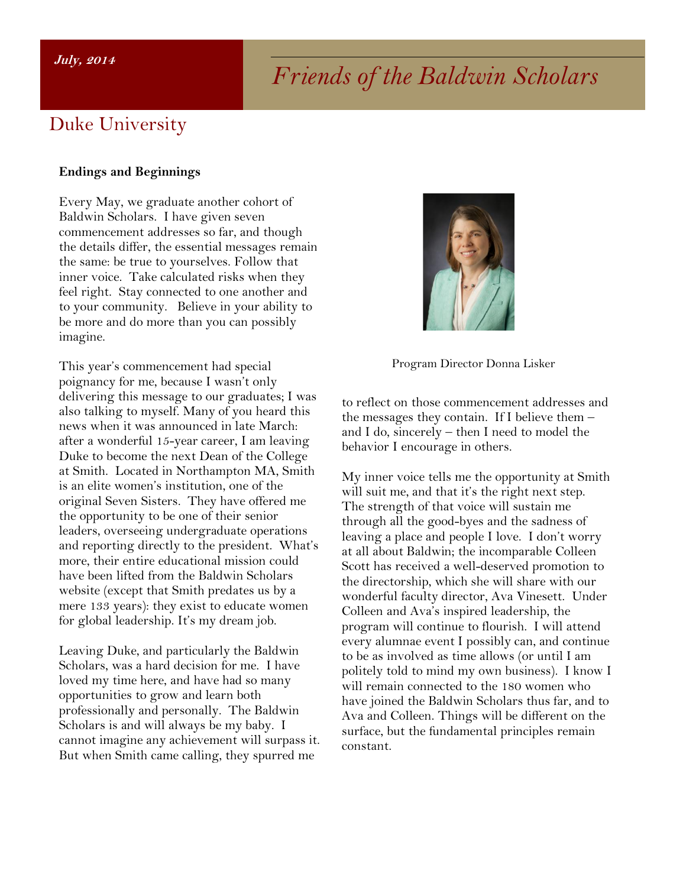*July, 2014*

# *Friends of the Baldwin Scholars*

## Duke University

**Endings and Beginnings**

Every May, we graduate another cohort of Baldwin Scholars. I have given seven commencement addresses so far, and though the details differ, the essential messages remain the same: be true to yourselves. Follow that inner voice. Take calculated risks when they feel right. Stay connected to one another and to your community. Believe in your ability to be more and do more than you can possibly imagine.

This year's commencement had special poignancy for me, because I wasn't only delivering this message to our graduates; I was also talking to myself. Many of you heard this news when it was announced in late March: after a wonderful 15-year career, I am leaving Duke to become the next Dean of the College at Smith. Located in Northampton MA, Smith is an elite women's institution, one of the original Seven Sisters. They have offered me the opportunity to be one of their senior leaders, overseeing undergraduate operations and reporting directly to the president. What's more, their entire educational mission could have been lifted from the Baldwin Scholars website (except that Smith predates us by a mere 133 years): they exist to educate women for global leadership. It's my dream job.

Leaving Duke, and particularly the Baldwin Scholars, was a hard decision for me. I have loved my time here, and have had so many opportunities to grow and learn both professionally and personally. The Baldwin Scholars is and will always be my baby. I cannot imagine any achievement will surpass it. But when Smith came calling, they spurred me to reflect on those commencement addresses and the messages they contain. If I believe them – and I do, sincerely – then I need to model the behavior I encourage in others.

Program Director Donna Lisker

My inner voice tells me the opportunity at Smith will suit me, and that it's the right next step. The strength of that voice will sustain me through all the good-byes and the sadness of leaving a place and people I love. I don't worry at all about Baldwin; the incomparable Colleen Scott has received a well-deserved promotion to the directorship, which she will share with our wonderful faculty director, Ava Vinesett. Under Colleen and Ava's inspired leadership, the program will continue to flourish. I will attend every alumnae event I possibly can, and continue to be as involved as time allows (or until I am politely told to mind my own business). I know I will remain connected to the 180 women who have joined the Baldwin Scholars thus far, and to Ava and Colleen. Things will be different on the surface, but the fundamental principles remain constant.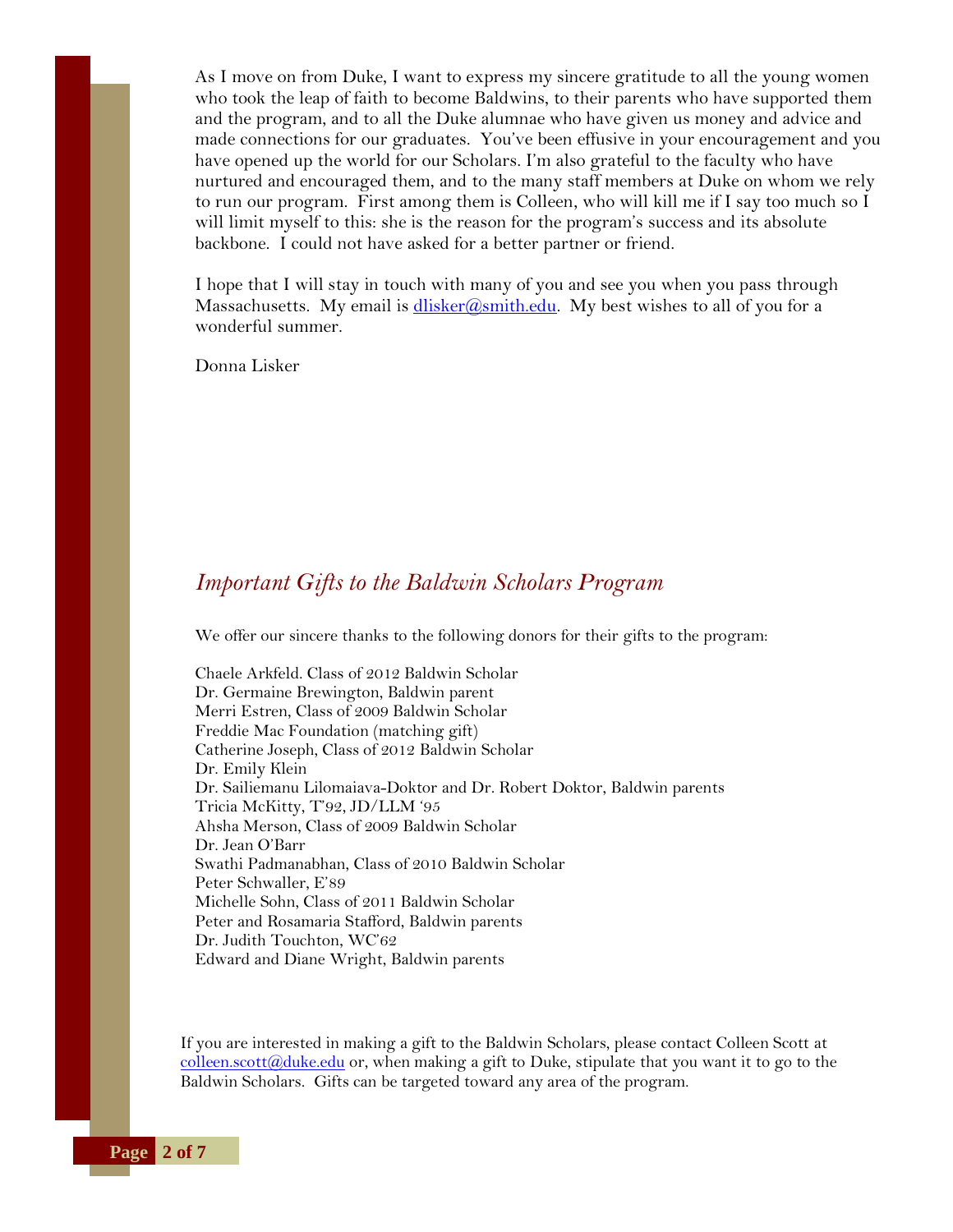As I move on from Duke, I want to express my sincere gratitude to all the young women who took the leap of faith to become Baldwins, to their parents who have supported them and the program, and to all the Duke alumnae who have given us money and advice and made connections for our graduates. You've been effusive in your encouragement and you have opened up the world for our Scholars. I'm also grateful to the faculty who have nurtured and encouraged them, and to the many staff members at Duke on whom we rely to run our program. First among them is Colleen, who will kill me if I say too much so I will limit myself to this: she is the reason for the program's success and its absolute backbone. I could not have asked for a better partner or friend.

I hope that I will stay in touch with many of you and see you when you pass through Massachusetts. My email is [dlisker@smith.edu](mailto:dlisker@smith.edu). My best wishes to all of you for a wonderful summer.

Donna Lisker

## *Important Gifts to the Baldwin Scholars Program*

We offer our sincere thanks to the following donors for their gifts to the program:

Chaele Arkfeld. Class of 2012 Baldwin Scholar
Dr. Germaine Brewington, Baldwin parent
Merri Estren, Class of 2009 Baldwin Scholar
Freddie Mac Foundation (matching gift)
Catherine Joseph, Class of 2012 Baldwin Scholar
Dr. Emily Klein
Dr. Sailiemanu Lilomaiava-Doktor and Dr. Robert Doktor, Baldwin parents
Tricia McKitty, T'92, JD/LLM '95
Ahsha Merson, Class of 2009 Baldwin Scholar
Dr. Jean O'Barr
Swathi Padmanabhan, Class of 2010 Baldwin Scholar
Peter Schwaller, E'89
Michelle Sohn, Class of 2011 Baldwin Scholar
Peter and Rosamaria Stafford, Baldwin parents
Dr. Judith Touchton, WC'62
Edward and Diane Wright, Baldwin parents

If you are interested in making a gift to the Baldwin Scholars, please contact Colleen Scott at [colleen.scott@duke.edu](mailto:colleen.scott@duke.edu) or, when making a gift to Duke, stipulate that you want it to go to the Baldwin Scholars. Gifts can be targeted toward any area of the program.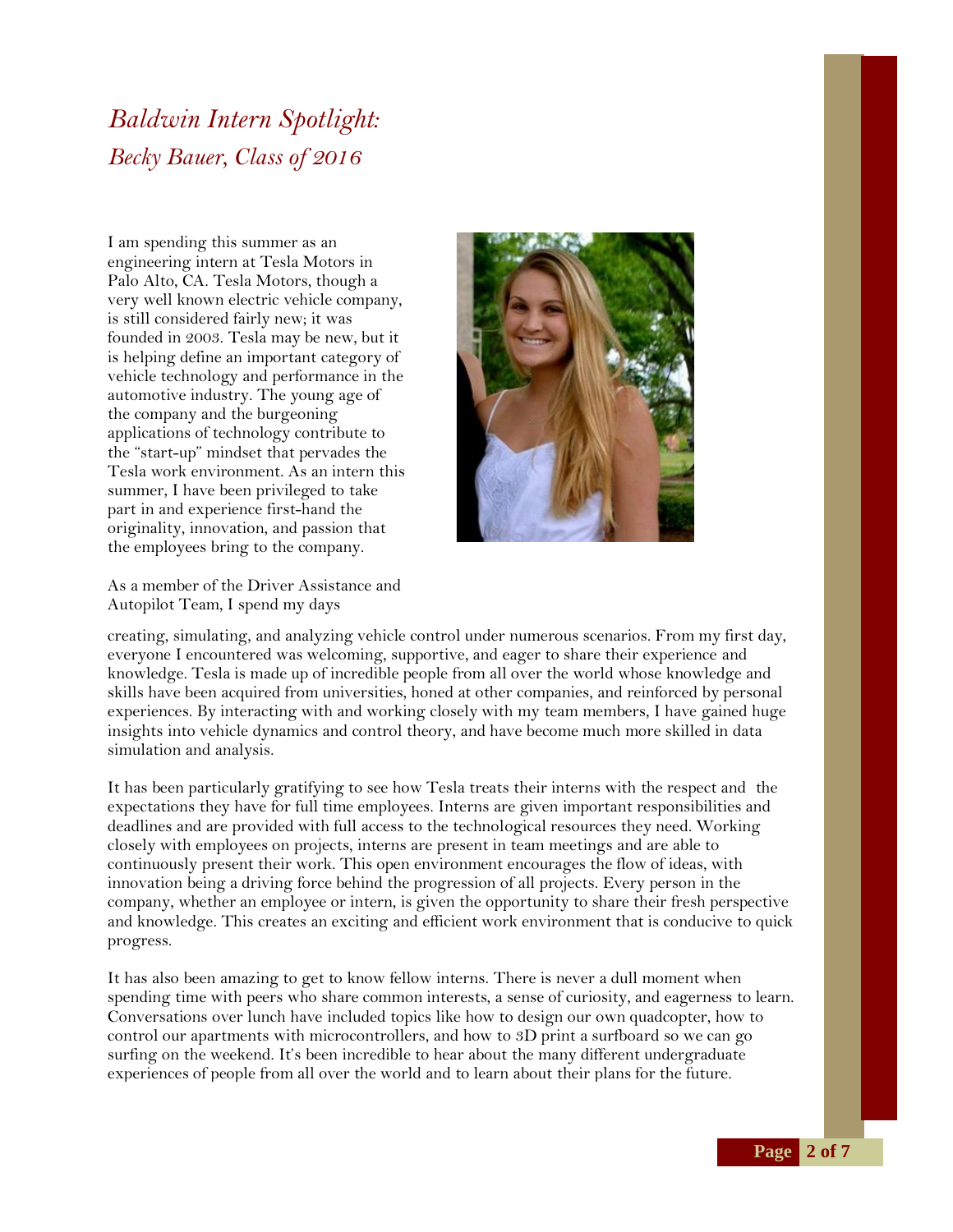# *Baldwin Intern Spotlight:*
## *Becky Bauer, Class of 2016*

I am spending this summer as an engineering intern at Tesla Motors in Palo Alto, CA. Tesla Motors, though a very well known electric vehicle company, is still considered fairly new; it was founded in 2003. Tesla may be new, but it is helping define an important category of vehicle technology and performance in the automotive industry. The young age of the company and the burgeoning applications of technology contribute to the "start-up" mindset that pervades the Tesla work environment. As an intern this summer, I have been privileged to take part in and experience first-hand the originality, innovation, and passion that the employees bring to the company.

As a member of the Driver Assistance and Autopilot Team, I spend my days creating, simulating, and analyzing vehicle control under numerous scenarios. From my first day, everyone I encountered was welcoming, supportive, and eager to share their experience and knowledge. Tesla is made up of incredible people from all over the world whose knowledge and skills have been acquired from universities, honed at other companies, and reinforced by personal experiences. By interacting with and working closely with my team members, I have gained huge insights into vehicle dynamics and control theory, and have become much more skilled in data simulation and analysis.

It has been particularly gratifying to see how Tesla treats their interns with the respect and the expectations they have for full time employees. Interns are given important responsibilities and deadlines and are provided with full access to the technological resources they need. Working closely with employees on projects, interns are present in team meetings and are able to continuously present their work. This open environment encourages the flow of ideas, with innovation being a driving force behind the progression of all projects. Every person in the company, whether an employee or intern, is given the opportunity to share their fresh perspective and knowledge. This creates an exciting and efficient work environment that is conducive to quick progress.

It has also been amazing to get to know fellow interns. There is never a dull moment when spending time with peers who share common interests, a sense of curiosity, and eagerness to learn. Conversations over lunch have included topics like how to design our own quadcopter, how to control our apartments with microcontrollers, and how to 3D print a surfboard so we can go surfing on the weekend. It's been incredible to hear about the many different undergraduate experiences of people from all over the world and to learn about their plans for the future.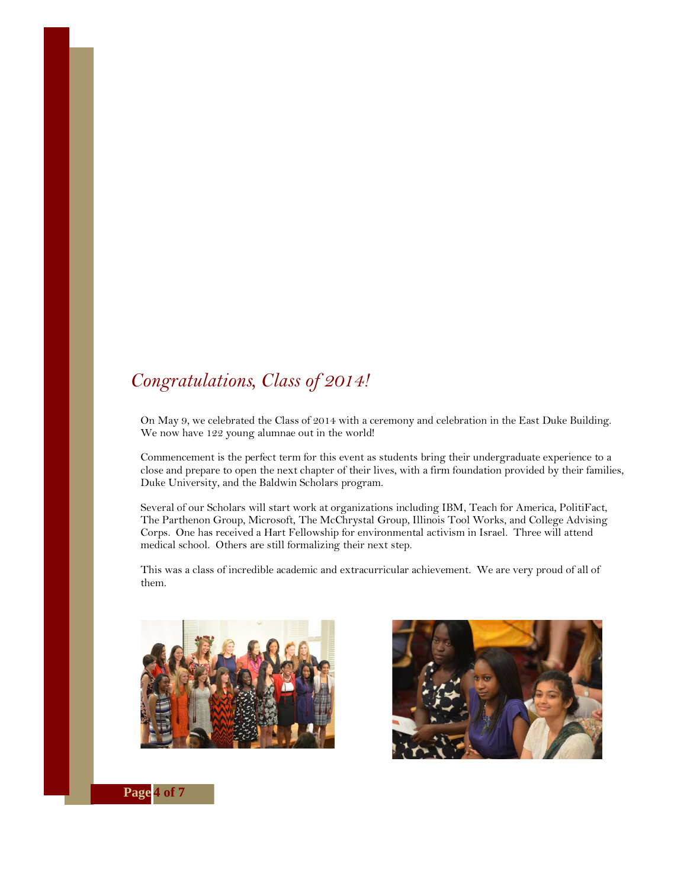## *Congratulations, Class of 2014!*

On May 9, we celebrated the Class of 2014 with a ceremony and celebration in the East Duke Building. We now have 122 young alumnae out in the world!

Commencement is the perfect term for this event as students bring their undergraduate experience to a close and prepare to open the next chapter of their lives, with a firm foundation provided by their families, Duke University, and the Baldwin Scholars program.

Several of our Scholars will start work at organizations including IBM, Teach for America, PolitiFact, The Parthenon Group, Microsoft, The McChrystal Group, Illinois Tool Works, and College Advising Corps. One has received a Hart Fellowship for environmental activism in Israel. Three will attend medical school. Others are still formalizing their next step.

This was a class of incredible academic and extracurricular achievement. We are very proud of all of them.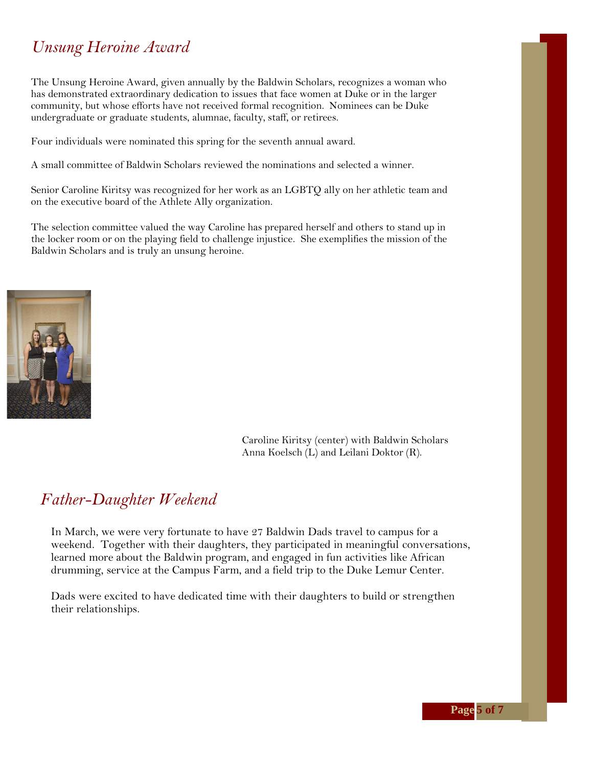## *Unsung Heroine Award*

The Unsung Heroine Award, given annually by the Baldwin Scholars, recognizes a woman who has demonstrated extraordinary dedication to issues that face women at Duke or in the larger community, but whose efforts have not received formal recognition. Nominees can be Duke undergraduate or graduate students, alumnae, faculty, staff, or retirees.

Four individuals were nominated this spring for the seventh annual award.

A small committee of Baldwin Scholars reviewed the nominations and selected a winner.

Senior Caroline Kiritsy was recognized for her work as an LGBTQ ally on her athletic team and on the executive board of the Athlete Ally organization.

The selection committee valued the way Caroline has prepared herself and others to stand up in the locker room or on the playing field to challenge injustice. She exemplifies the mission of the Baldwin Scholars and is truly an unsung heroine.

Caroline Kiritsy (center) with Baldwin Scholars Anna Koelsch (L) and Leilani Doktor (R).

## *Father-Daughter Weekend*

In March, we were very fortunate to have 27 Baldwin Dads travel to campus for a weekend. Together with their daughters, they participated in meaningful conversations, learned more about the Baldwin program, and engaged in fun activities like African drumming, service at the Campus Farm, and a field trip to the Duke Lemur Center.

Dads were excited to have dedicated time with their daughters to build or strengthen their relationships.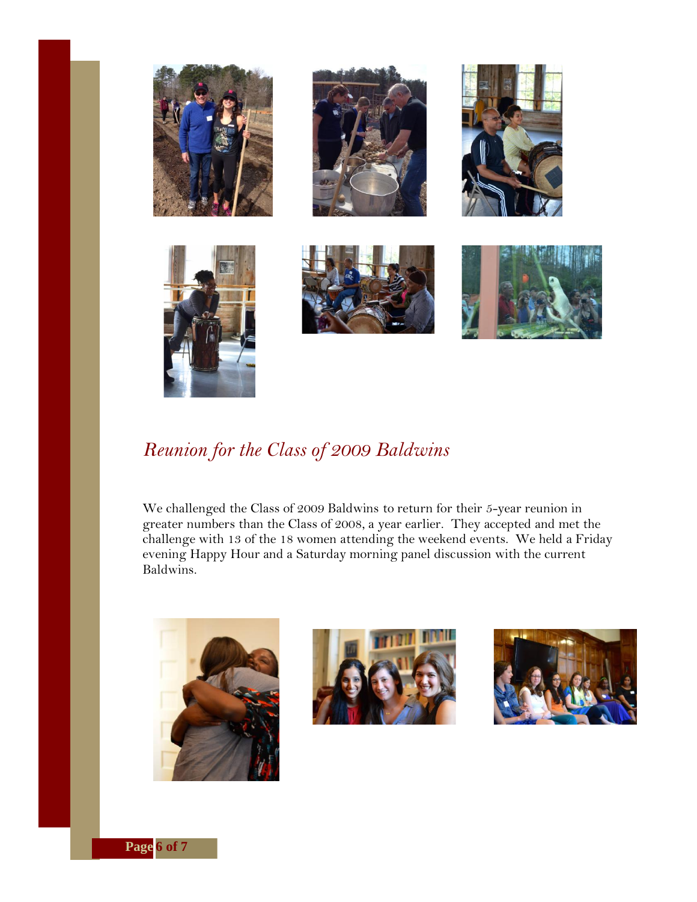## *Reunion for the Class of 2009 Baldwins*

We challenged the Class of 2009 Baldwins to return for their 5-year reunion in greater numbers than the Class of 2008, a year earlier. They accepted and met the challenge with 13 of the 18 women attending the weekend events. We held a Friday evening Happy Hour and a Saturday morning panel discussion with the current Baldwins.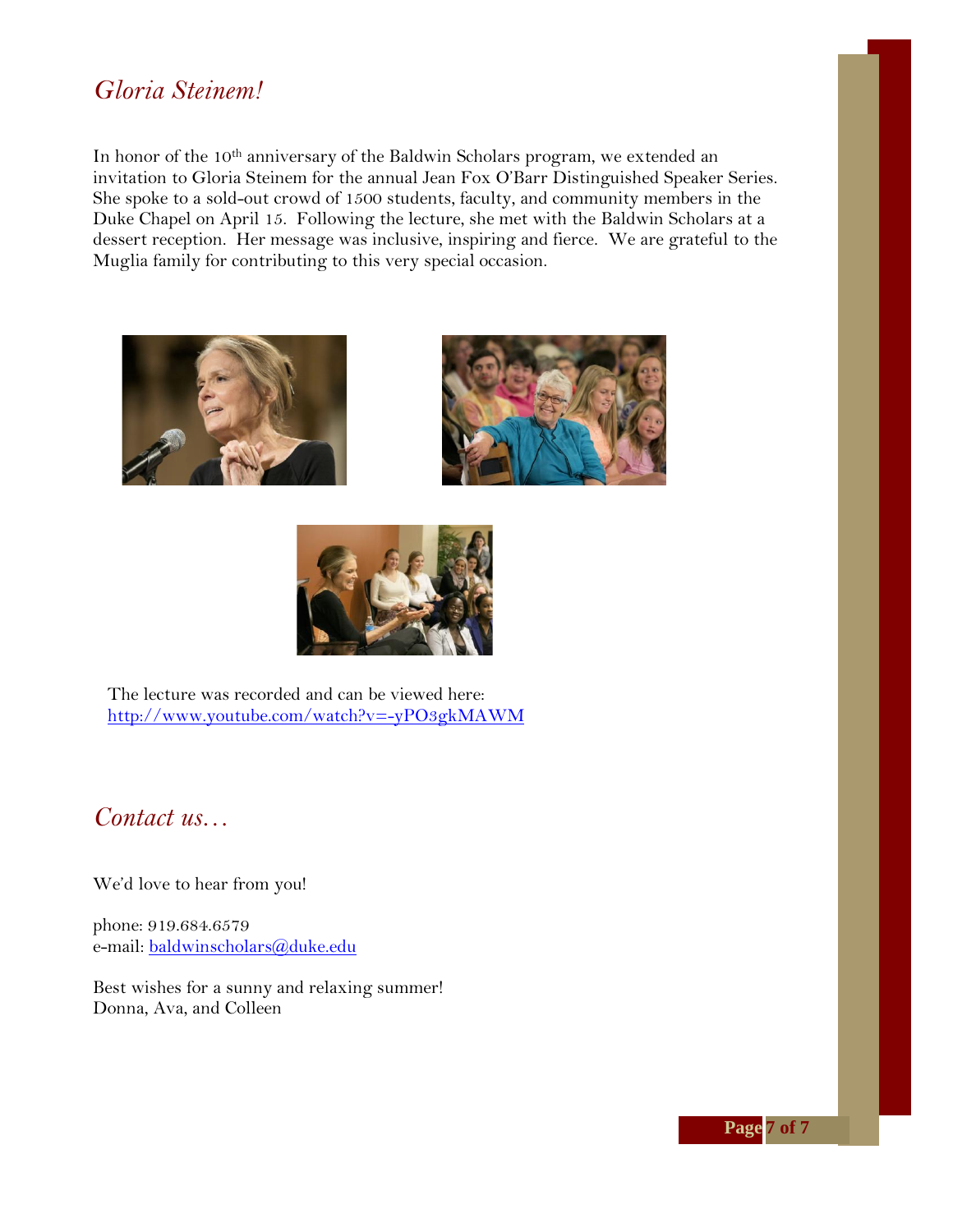## *Gloria Steinem!*

In honor of the 10th anniversary of the Baldwin Scholars program, we extended an invitation to Gloria Steinem for the annual Jean Fox O'Barr Distinguished Speaker Series. She spoke to a sold-out crowd of 1500 students, faculty, and community members in the Duke Chapel on April 15. Following the lecture, she met with the Baldwin Scholars at a dessert reception. Her message was inclusive, inspiring and fierce. We are grateful to the Muglia family for contributing to this very special occasion.

The lecture was recorded and can be viewed here:
http://www.youtube.com/watch?v=-yPO3gkMAWM

## *Contact us…*

We'd love to hear from you!

phone: 919.684.6579
e-mail: baldwinscholars@duke.edu

Best wishes for a sunny and relaxing summer!
Donna, Ava, and Colleen